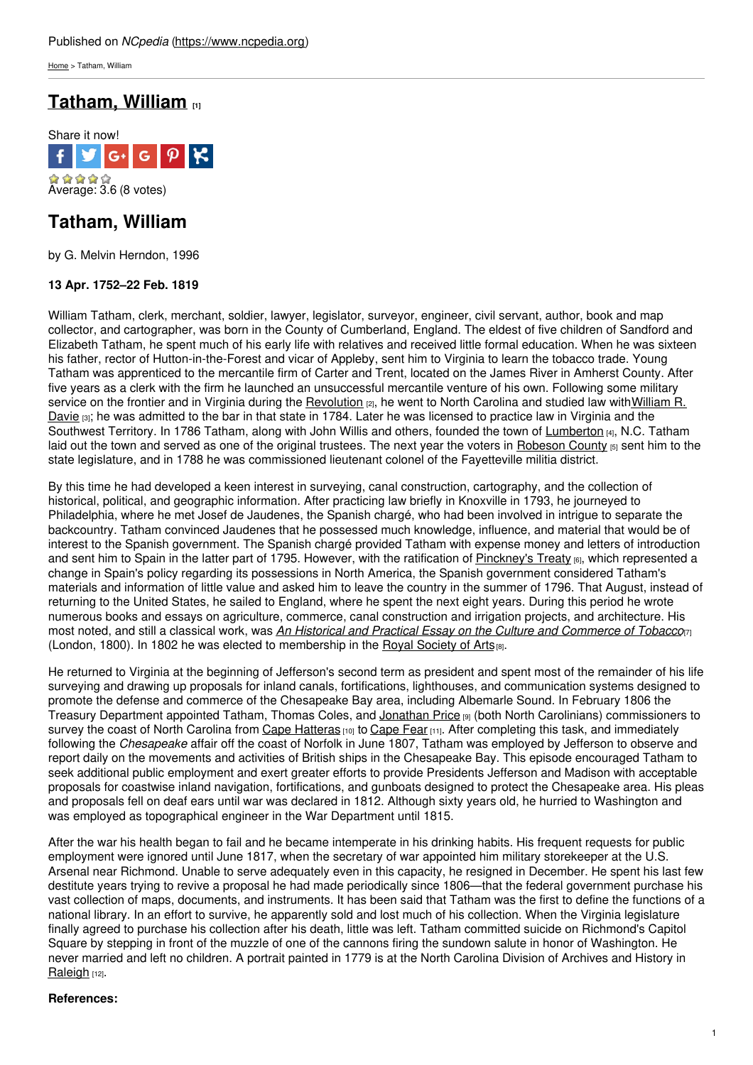Published on *NCpedia* (https://www.ncpedia.org)

Home > Tatham, William

# Tatham, William [1]

Share it now!

Average: 3.6 (8 votes)

## Tatham, William

by G. Melvin Herndon, 1996

**13 Apr. 1752–22 Feb. 1819**

William Tatham, clerk, merchant, soldier, lawyer, legislator, surveyor, engineer, civil servant, author, book and map collector, and cartographer, was born in the County of Cumberland, England. The eldest of five children of Sandford and Elizabeth Tatham, he spent much of his early life with relatives and received little formal education. When he was sixteen his father, rector of Hutton-in-the-Forest and vicar of Appleby, sent him to Virginia to learn the tobacco trade. Young Tatham was apprenticed to the mercantile firm of Carter and Trent, located on the James River in Amherst County. After five years as a clerk with the firm he launched an unsuccessful mercantile venture of his own. Following some military service on the frontier and in Virginia during the Revolution [2], he went to North Carolina and studied law with William R. Davie [3]; he was admitted to the bar in that state in 1784. Later he was licensed to practice law in Virginia and the Southwest Territory. In 1786 Tatham, along with John Willis and others, founded the town of Lumberton [4], N.C. Tatham laid out the town and served as one of the original trustees. The next year the voters in Robeson County [5] sent him to the state legislature, and in 1788 he was commissioned lieutenant colonel of the Fayetteville militia district.

By this time he had developed a keen interest in surveying, canal construction, cartography, and the collection of historical, political, and geographic information. After practicing law briefly in Knoxville in 1793, he journeyed to Philadelphia, where he met Josef de Jaudenes, the Spanish chargé, who had been involved in intrigue to separate the backcountry. Tatham convinced Jaudenes that he possessed much knowledge, influence, and material that would be of interest to the Spanish government. The Spanish chargé provided Tatham with expense money and letters of introduction and sent him to Spain in the latter part of 1795. However, with the ratification of Pinckney's Treaty [6], which represented a change in Spain's policy regarding its possessions in North America, the Spanish government considered Tatham's materials and information of little value and asked him to leave the country in the summer of 1796. That August, instead of returning to the United States, he sailed to England, where he spent the next eight years. During this period he wrote numerous books and essays on agriculture, commerce, canal construction and irrigation projects, and architecture. His most noted, and still a classical work, was *An Historical and Practical Essay on the Culture and Commerce of Tobacco* [7] (London, 1800). In 1802 he was elected to membership in the Royal Society of Arts [8].

He returned to Virginia at the beginning of Jefferson's second term as president and spent most of the remainder of his life surveying and drawing up proposals for inland canals, fortifications, lighthouses, and communication systems designed to promote the defense and commerce of the Chesapeake Bay area, including Albemarle Sound. In February 1806 the Treasury Department appointed Tatham, Thomas Coles, and Jonathan Price [9] (both North Carolinians) commissioners to survey the coast of North Carolina from Cape Hatteras [10] to Cape Fear [11]. After completing this task, and immediately following the *Chesapeake* affair off the coast of Norfolk in June 1807, Tatham was employed by Jefferson to observe and report daily on the movements and activities of British ships in the Chesapeake Bay. This episode encouraged Tatham to seek additional public employment and exert greater efforts to provide Presidents Jefferson and Madison with acceptable proposals for coastwise inland navigation, fortifications, and gunboats designed to protect the Chesapeake area. His pleas and proposals fell on deaf ears until war was declared in 1812. Although sixty years old, he hurried to Washington and was employed as topographical engineer in the War Department until 1815.

After the war his health began to fail and he became intemperate in his drinking habits. His frequent requests for public employment were ignored until June 1817, when the secretary of war appointed him military storekeeper at the U.S. Arsenal near Richmond. Unable to serve adequately even in this capacity, he resigned in December. He spent his last few destitute years trying to revive a proposal he had made periodically since 1806—that the federal government purchase his vast collection of maps, documents, and instruments. It has been said that Tatham was the first to define the functions of a national library. In an effort to survive, he apparently sold and lost much of his collection. When the Virginia legislature finally agreed to purchase his collection after his death, little was left. Tatham committed suicide on Richmond's Capitol Square by stepping in front of the muzzle of one of the cannons firing the sundown salute in honor of Washington. He never married and left no children. A portrait painted in 1779 is at the North Carolina Division of Archives and History in Raleigh [12].

**References:**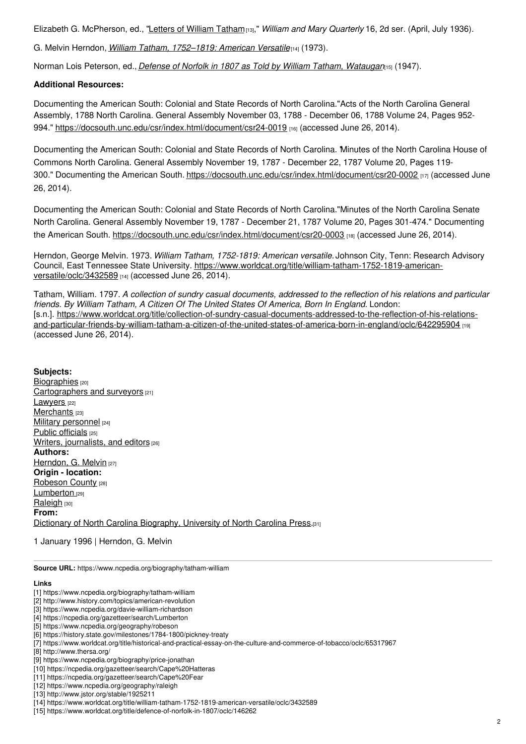Elizabeth G. McPherson, ed., "Letters of William Tatham[13]," *William and Mary Quarterly* 16, 2d ser. (April, July 1936).

G. Melvin Herndon, *William Tatham, 1752–1819: American Versatile*[14] (1973).

Norman Lois Peterson, ed., *Defense of Norfolk in 1807 as Told by William Tatham, Wataugan*[15] (1947).

**Additional Resources:**

Documenting the American South: Colonial and State Records of North Carolina."Acts of the North Carolina General Assembly, 1788 North Carolina. General Assembly November 03, 1788 - December 06, 1788 Volume 24, Pages 952-994." https://docsouth.unc.edu/csr/index.html/document/csr24-0019 [16] (accessed June 26, 2014).

Documenting the American South: Colonial and State Records of North Carolina. "Minutes of the North Carolina House of Commons North Carolina. General Assembly November 19, 1787 - December 22, 1787 Volume 20, Pages 119-300." Documenting the American South. https://docsouth.unc.edu/csr/index.html/document/csr20-0002 [17] (accessed June 26, 2014).

Documenting the American South: Colonial and State Records of North Carolina."Minutes of the North Carolina Senate North Carolina. General Assembly November 19, 1787 - December 21, 1787 Volume 20, Pages 301-474." Documenting the American South. https://docsouth.unc.edu/csr/index.html/document/csr20-0003 [18] (accessed June 26, 2014).

Herndon, George Melvin. 1973. *William Tatham, 1752-1819: American versatile.* Johnson City, Tenn: Research Advisory Council, East Tennessee State University. https://www.worldcat.org/title/william-tatham-1752-1819-american-versatile/oclc/3432589 [14] (accessed June 26, 2014).

Tatham, William. 1797. *A collection of sundry casual documents, addressed to the reflection of his relations and particular friends. By William Tatham, A Citizen Of The United States Of America, Born In England.* London: [s.n.]. https://www.worldcat.org/title/collection-of-sundry-casual-documents-addressed-to-the-reflection-of-his-relations-and-particular-friends-by-william-tatham-a-citizen-of-the-united-states-of-america-born-in-england/oclc/642295904 [19] (accessed June 26, 2014).

**Subjects:**
Biographies [20]
Cartographers and surveyors [21]
Lawyers [22]
Merchants [23]
Military personnel [24]
Public officials [25]
Writers, journalists, and editors [26]
**Authors:**
Herndon, G. Melvin [27]
**Origin - location:**
Robeson County [28]
Lumberton [29]
Raleigh [30]
**From:**
Dictionary of North Carolina Biography, University of North Carolina Press.[31]

1 January 1996 | Herndon, G. Melvin

**Source URL:** https://www.ncpedia.org/biography/tatham-william

**Links**
[1] https://www.ncpedia.org/biography/tatham-william
[2] http://www.history.com/topics/american-revolution
[3] https://www.ncpedia.org/davie-william-richardson
[4] https://ncpedia.org/gazetteer/search/Lumberton
[5] https://www.ncpedia.org/geography/robeson
[6] https://history.state.gov/milestones/1784-1800/pickney-treaty
[7] https://www.worldcat.org/title/historical-and-practical-essay-on-the-culture-and-commerce-of-tobacco/oclc/65317967
[8] http://www.thersa.org/
[9] https://www.ncpedia.org/biography/price-jonathan
[10] https://ncpedia.org/gazetteer/search/Cape%20Hatteras
[11] https://ncpedia.org/gazetteer/search/Cape%20Fear
[12] https://www.ncpedia.org/geography/raleigh
[13] http://www.jstor.org/stable/1925211
[14] https://www.worldcat.org/title/william-tatham-1752-1819-american-versatile/oclc/3432589
[15] https://www.worldcat.org/title/defence-of-norfolk-in-1807/oclc/146262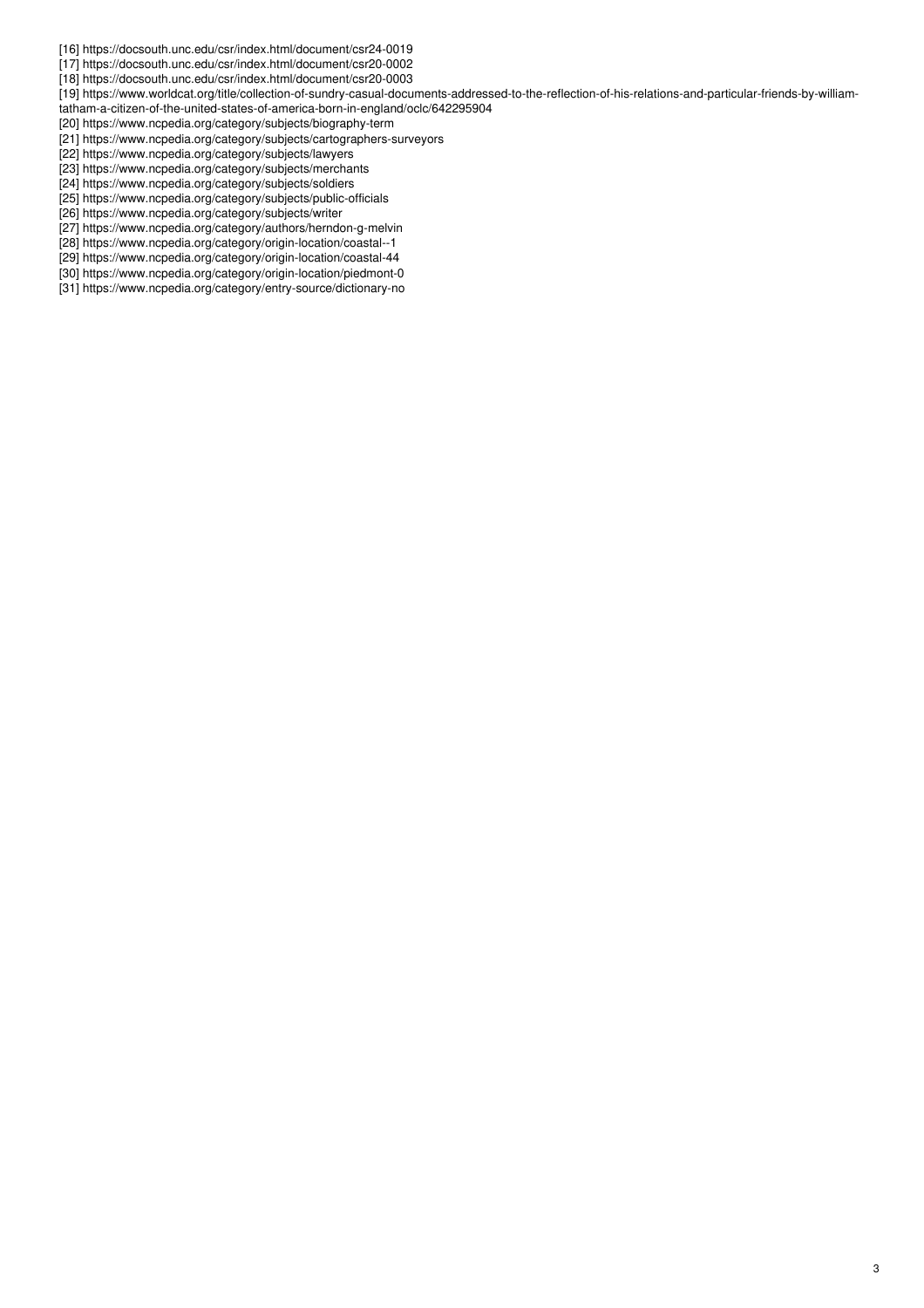[16] https://docsouth.unc.edu/csr/index.html/document/csr24-0019
[17] https://docsouth.unc.edu/csr/index.html/document/csr20-0002
[18] https://docsouth.unc.edu/csr/index.html/document/csr20-0003
[19] https://www.worldcat.org/title/collection-of-sundry-casual-documents-addressed-to-the-reflection-of-his-relations-and-particular-friends-by-william-tatham-a-citizen-of-the-united-states-of-america-born-in-england/oclc/642295904
[20] https://www.ncpedia.org/category/subjects/biography-term
[21] https://www.ncpedia.org/category/subjects/cartographers-surveyors
[22] https://www.ncpedia.org/category/subjects/lawyers
[23] https://www.ncpedia.org/category/subjects/merchants
[24] https://www.ncpedia.org/category/subjects/soldiers
[25] https://www.ncpedia.org/category/subjects/public-officials
[26] https://www.ncpedia.org/category/subjects/writer
[27] https://www.ncpedia.org/category/authors/herndon-g-melvin
[28] https://www.ncpedia.org/category/origin-location/coastal--1
[29] https://www.ncpedia.org/category/origin-location/coastal-44
[30] https://www.ncpedia.org/category/origin-location/piedmont-0
[31] https://www.ncpedia.org/category/entry-source/dictionary-no